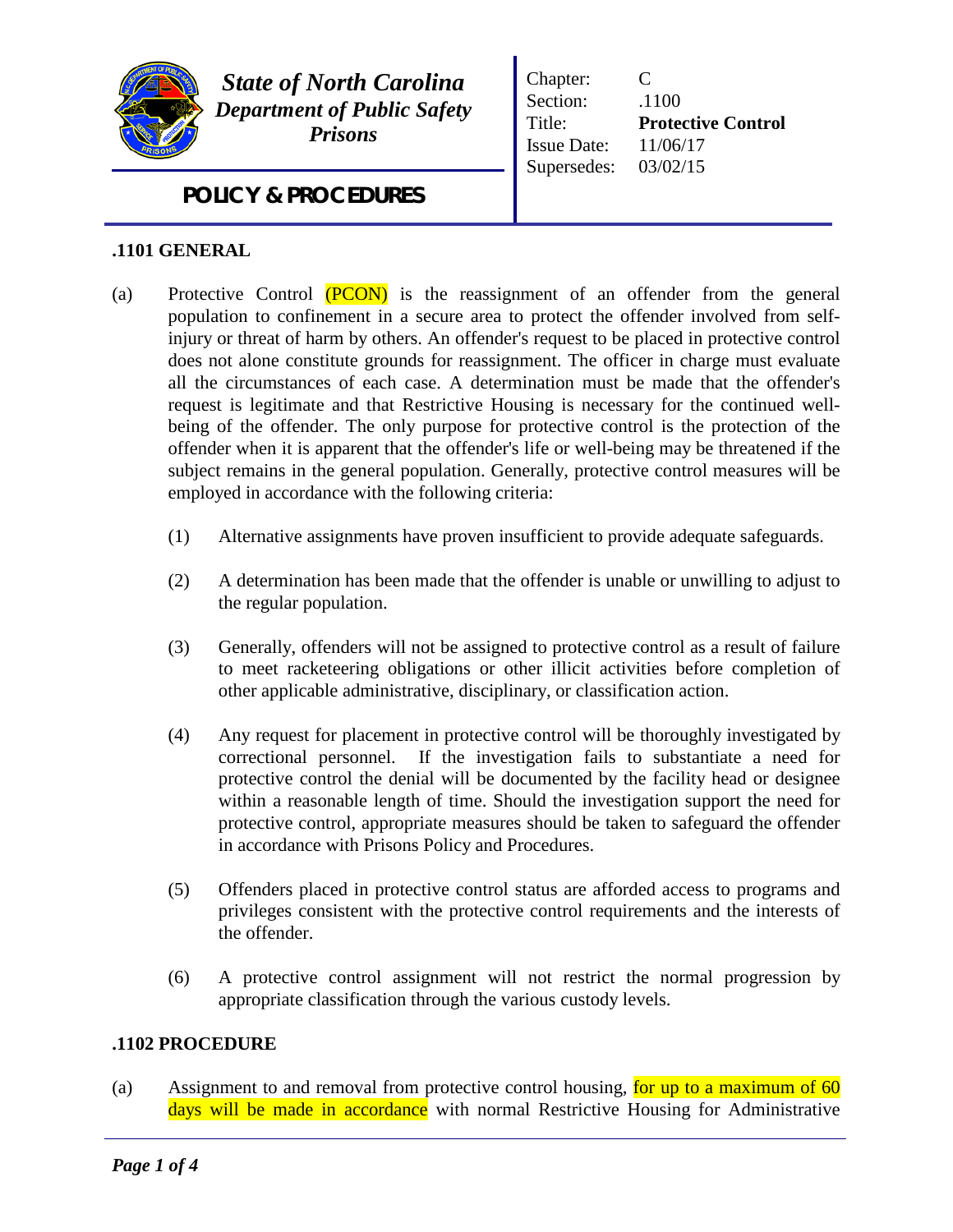*State of North Carolina*
*Department of Public Safety*
*Prisons*

**POLICY & PROCEDURES**

| | |
|---|---|
| Chapter: | C |
| Section: | .1100 |
| Title: | **Protective Control** |
| Issue Date: | 11/06/17 |
| Supersedes: | 03/02/15 |

## .1101 GENERAL

(a) Protective Control (PCON) is the reassignment of an offender from the general population to confinement in a secure area to protect the offender involved from self-injury or threat of harm by others. An offender's request to be placed in protective control does not alone constitute grounds for reassignment. The officer in charge must evaluate all the circumstances of each case. A determination must be made that the offender's request is legitimate and that Restrictive Housing is necessary for the continued well-being of the offender. The only purpose for protective control is the protection of the offender when it is apparent that the offender's life or well-being may be threatened if the subject remains in the general population. Generally, protective control measures will be employed in accordance with the following criteria:

(1) Alternative assignments have proven insufficient to provide adequate safeguards.

(2) A determination has been made that the offender is unable or unwilling to adjust to the regular population.

(3) Generally, offenders will not be assigned to protective control as a result of failure to meet racketeering obligations or other illicit activities before completion of other applicable administrative, disciplinary, or classification action.

(4) Any request for placement in protective control will be thoroughly investigated by correctional personnel. If the investigation fails to substantiate a need for protective control the denial will be documented by the facility head or designee within a reasonable length of time. Should the investigation support the need for protective control, appropriate measures should be taken to safeguard the offender in accordance with Prisons Policy and Procedures.

(5) Offenders placed in protective control status are afforded access to programs and privileges consistent with the protective control requirements and the interests of the offender.

(6) A protective control assignment will not restrict the normal progression by appropriate classification through the various custody levels.

## .1102 PROCEDURE

(a) Assignment to and removal from protective control housing, for up to a maximum of 60 days will be made in accordance with normal Restrictive Housing for Administrative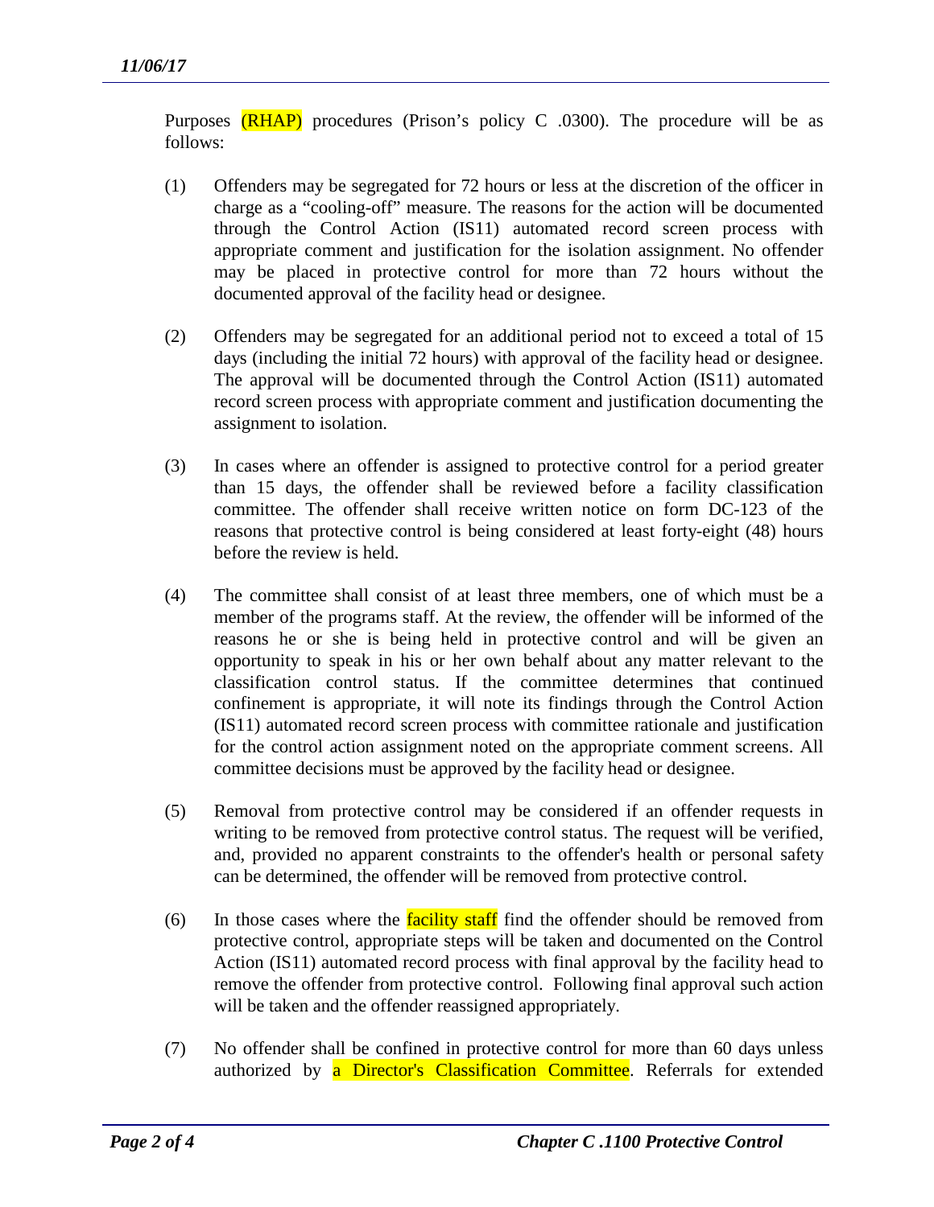Purposes (RHAP) procedures (Prison's policy C .0300). The procedure will be as follows:

(1) Offenders may be segregated for 72 hours or less at the discretion of the officer in charge as a "cooling-off" measure. The reasons for the action will be documented through the Control Action (IS11) automated record screen process with appropriate comment and justification for the isolation assignment. No offender may be placed in protective control for more than 72 hours without the documented approval of the facility head or designee.

(2) Offenders may be segregated for an additional period not to exceed a total of 15 days (including the initial 72 hours) with approval of the facility head or designee. The approval will be documented through the Control Action (IS11) automated record screen process with appropriate comment and justification documenting the assignment to isolation.

(3) In cases where an offender is assigned to protective control for a period greater than 15 days, the offender shall be reviewed before a facility classification committee. The offender shall receive written notice on form DC-123 of the reasons that protective control is being considered at least forty-eight (48) hours before the review is held.

(4) The committee shall consist of at least three members, one of which must be a member of the programs staff. At the review, the offender will be informed of the reasons he or she is being held in protective control and will be given an opportunity to speak in his or her own behalf about any matter relevant to the classification control status. If the committee determines that continued confinement is appropriate, it will note its findings through the Control Action (IS11) automated record screen process with committee rationale and justification for the control action assignment noted on the appropriate comment screens. All committee decisions must be approved by the facility head or designee.

(5) Removal from protective control may be considered if an offender requests in writing to be removed from protective control status. The request will be verified, and, provided no apparent constraints to the offender's health or personal safety can be determined, the offender will be removed from protective control.

(6) In those cases where the facility staff find the offender should be removed from protective control, appropriate steps will be taken and documented on the Control Action (IS11) automated record process with final approval by the facility head to remove the offender from protective control. Following final approval such action will be taken and the offender reassigned appropriately.

(7) No offender shall be confined in protective control for more than 60 days unless authorized by a Director's Classification Committee. Referrals for extended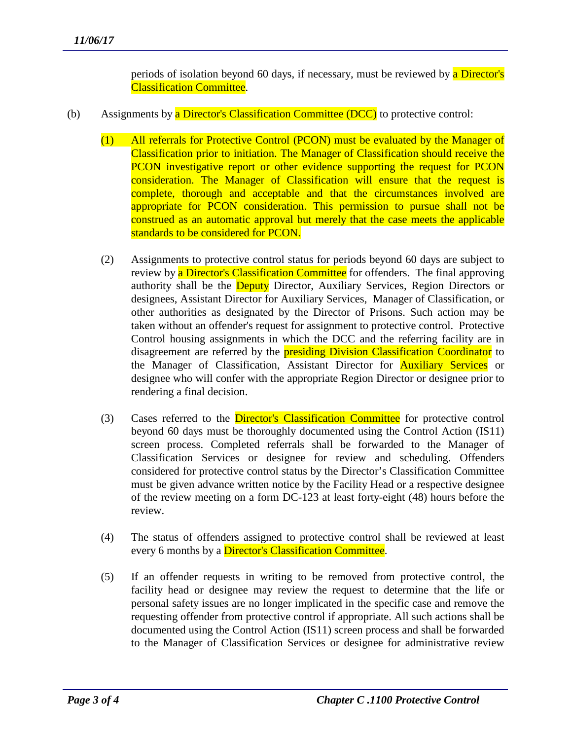periods of isolation beyond 60 days, if necessary, must be reviewed by a Director's Classification Committee.

(b) Assignments by a Director's Classification Committee (DCC) to protective control:

(1) All referrals for Protective Control (PCON) must be evaluated by the Manager of Classification prior to initiation. The Manager of Classification should receive the PCON investigative report or other evidence supporting the request for PCON consideration. The Manager of Classification will ensure that the request is complete, thorough and acceptable and that the circumstances involved are appropriate for PCON consideration. This permission to pursue shall not be construed as an automatic approval but merely that the case meets the applicable standards to be considered for PCON.

(2) Assignments to protective control status for periods beyond 60 days are subject to review by a Director's Classification Committee for offenders. The final approving authority shall be the Deputy Director, Auxiliary Services, Region Directors or designees, Assistant Director for Auxiliary Services, Manager of Classification, or other authorities as designated by the Director of Prisons. Such action may be taken without an offender's request for assignment to protective control. Protective Control housing assignments in which the DCC and the referring facility are in disagreement are referred by the presiding Division Classification Coordinator to the Manager of Classification, Assistant Director for Auxiliary Services or designee who will confer with the appropriate Region Director or designee prior to rendering a final decision.

(3) Cases referred to the Director's Classification Committee for protective control beyond 60 days must be thoroughly documented using the Control Action (IS11) screen process. Completed referrals shall be forwarded to the Manager of Classification Services or designee for review and scheduling. Offenders considered for protective control status by the Director's Classification Committee must be given advance written notice by the Facility Head or a respective designee of the review meeting on a form DC-123 at least forty-eight (48) hours before the review.

(4) The status of offenders assigned to protective control shall be reviewed at least every 6 months by a Director's Classification Committee.

(5) If an offender requests in writing to be removed from protective control, the facility head or designee may review the request to determine that the life or personal safety issues are no longer implicated in the specific case and remove the requesting offender from protective control if appropriate. All such actions shall be documented using the Control Action (IS11) screen process and shall be forwarded to the Manager of Classification Services or designee for administrative review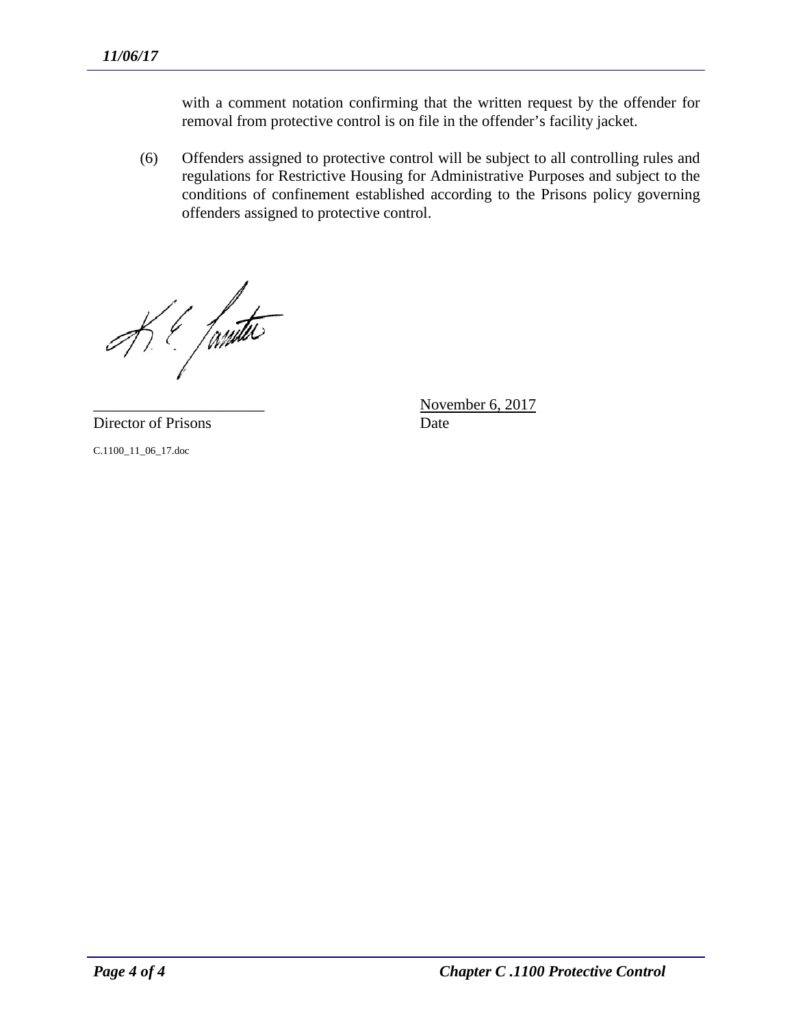with a comment notation confirming that the written request by the offender for removal from protective control is on file in the offender's facility jacket.

(6) Offenders assigned to protective control will be subject to all controlling rules and regulations for Restrictive Housing for Administrative Purposes and subject to the conditions of confinement established according to the Prisons policy governing offenders assigned to protective control.

_____________________ November 6, 2017

Director of Prisons Date

C.1100_11_06_17.doc